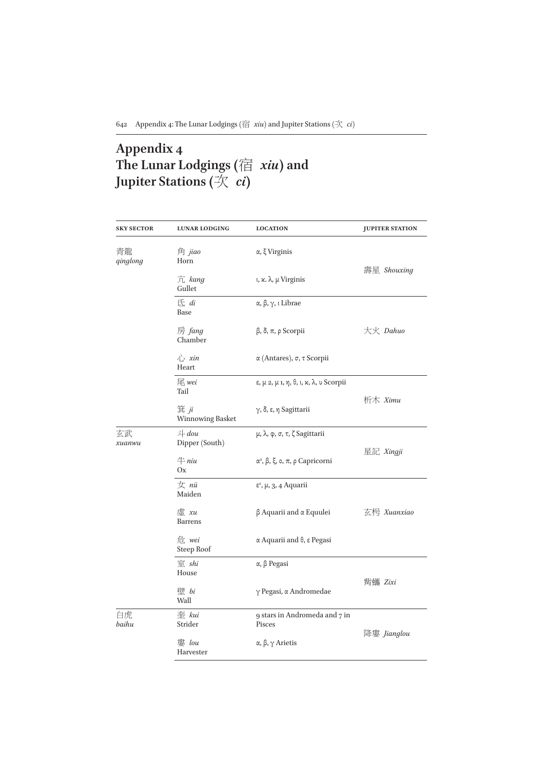# Appendix 4
# The Lunar Lodgings (宿 *xiu*) and Jupiter Stations (次 *ci*)

| SKY SECTOR | LUNAR LODGING | LOCATION | JUPITER STATION |
|---|---|---|---|
| 青龍 *qinglong* | 角 *jiao* Horn | α, ξ Virginis | 壽星 *Shouxing* |
| | 亢 *kang* Gullet | ι, κ. λ, μ Virginis | |
| | 氐 *di* Base | α, β, γ, ι Librae | 大火 *Dahuo* |
| | 房 *fang* Chamber | β, δ, π, ρ Scorpii | |
| | 心 *xin* Heart | α (Antares), σ, τ Scorpii | |
| | 尾 *wei* Tail | ε, μ 2, μ 1, η, θ, ι, κ, λ, υ Scorpii | 析木 *Ximu* |
| | 箕 *ji* Winnowing Basket | γ, δ, ε, η Sagittarii | |
| 玄武 *xuanwu* | 斗 *dou* Dipper (South) | μ, λ, φ, σ, τ, ζ Sagittarii | 星記 *Xingji* |
| | 牛 *niu* Ox | $\alpha^2$, β, ξ, ο, π, ρ Capricorni | |
| | 女 *nü* Maiden | $\varepsilon^2$, μ, 3, 4 Aquarii | 玄枵 *Xuanxiao* |
| | 虛 *xu* Barrens | β Aquarii and α Equulei | |
| | 危 *wei* Steep Roof | α Aquarii and θ, ε Pegasi | |
| | 室 *shi* House | α, β Pegasi | 諏訾 *Zixi* |
| | 壁 *bi* Wall | γ Pegasi, α Andromedae | |
| 白虎 *baihu* | 奎 *kui* Strider | 9 stars in Andromeda and 7 in Pisces | 降婁 *Jianglou* |
| | 婁 *lou* Harvester | α, β, γ Arietis | |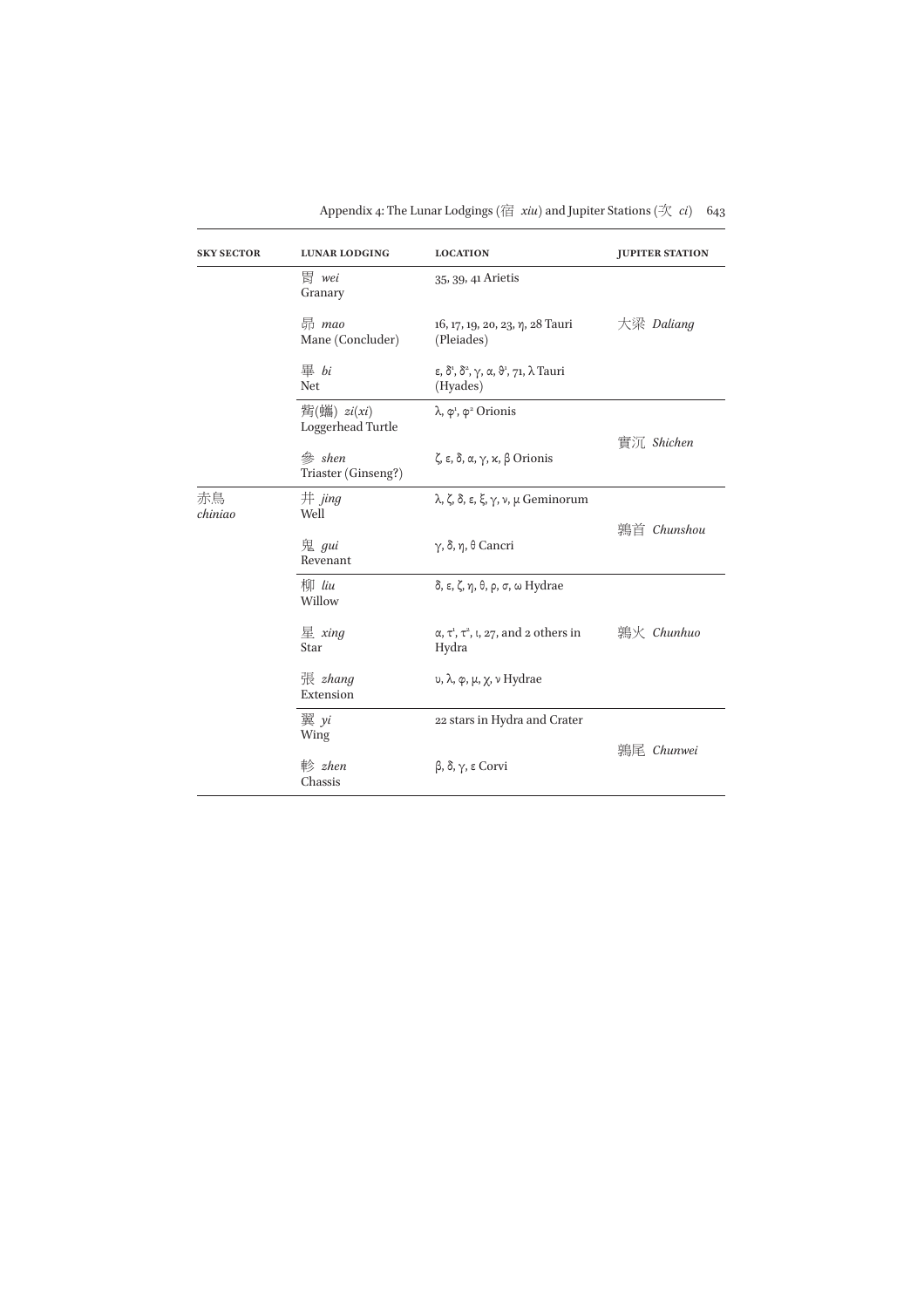| SKY SECTOR | LUNAR LODGING | LOCATION | JUPITER STATION |
|---|---|---|---|
| | 胃 *wei* Granary | 35, 39, 41 Arietis | |
| | 昴 *mao* Mane (Concluder) | 16, 17, 19, 20, 23, *η*, 28 Tauri (Pleiades) | 大梁 *Daliang* |
| | 畢 *bi* Net | ε, δ¹, δ², γ, α, ϑ¹, 71, λ Tauri (Hyades) | |
| | 觜(觿) *zi*(*xi*) Loggerhead Turtle | λ, φ¹, φ² Orionis | 實沉 *Shichen* |
| | 參 *shen* Triaster (Ginseng?) | ζ, ε, δ, α, γ, κ, β Orionis | |
| 赤鳥 *chiniao* | 井 *jing* Well | λ, ζ, δ, ε, ξ, γ, ν, μ Geminorum | 鶉首 *Chunshou* |
| | 鬼 *gui* Revenant | γ, δ, η, θ Cancri | |
| | 柳 *liu* Willow | δ, ε, ζ, η, θ, ρ, σ, ω Hydrae | 鶉火 *Chunhuo* |
| | 星 *xing* Star | α, τ¹, τ², ι, 27, and 2 others in Hydra | |
| | 張 *zhang* Extension | υ, λ, φ, μ, χ, ν Hydrae | |
| | 翼 *yi* Wing | 22 stars in Hydra and Crater | 鶉尾 *Chunwei* |
| | 軫 *zhen* Chassis | β, δ, γ, ε Corvi | |